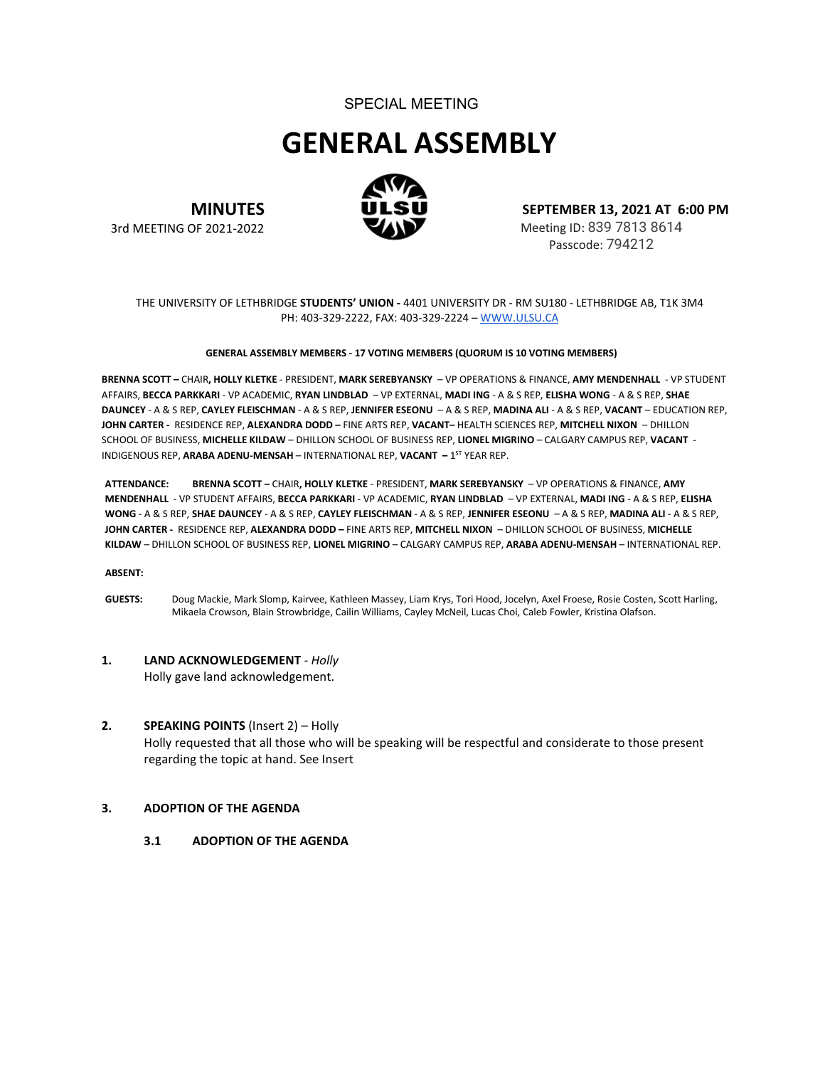SPECIAL MEETING

# GENERAL ASSEMBLY

**MINUTES**
3rd MEETING OF 2021-2022

**SEPTEMBER 13, 2021 AT 6:00 PM**
Meeting ID: 839 7813 8614
Passcode: 794212

THE UNIVERSITY OF LETHBRIDGE **STUDENTS' UNION -** 4401 UNIVERSITY DR - RM SU180 - LETHBRIDGE AB, T1K 3M4
PH: 403-329-2222, FAX: 403-329-2224 – WWW.ULSU.CA

**GENERAL ASSEMBLY MEMBERS - 17 VOTING MEMBERS (QUORUM IS 10 VOTING MEMBERS)**

**BRENNA SCOTT –** CHAIR**, HOLLY KLETKE** - PRESIDENT, **MARK SEREBYANSKY** – VP OPERATIONS & FINANCE, **AMY MENDENHALL** - VP STUDENT AFFAIRS, **BECCA PARKKARI** - VP ACADEMIC, **RYAN LINDBLAD** – VP EXTERNAL, **MADI ING** - A & S REP, **ELISHA WONG** - A & S REP, **SHAE DAUNCEY** - A & S REP, **CAYLEY FLEISCHMAN** - A & S REP, **JENNIFER ESEONU** – A & S REP, **MADINA ALI** - A & S REP, **VACANT** – EDUCATION REP, **JOHN CARTER -** RESIDENCE REP, **ALEXANDRA DODD –** FINE ARTS REP, **VACANT–** HEALTH SCIENCES REP, **MITCHELL NIXON** – DHILLON SCHOOL OF BUSINESS, **MICHELLE KILDAW** – DHILLON SCHOOL OF BUSINESS REP, **LIONEL MIGRINO** – CALGARY CAMPUS REP, **VACANT** - INDIGENOUS REP, **ARABA ADENU-MENSAH** – INTERNATIONAL REP, **VACANT –** 1ST YEAR REP.

**ATTENDANCE:** **BRENNA SCOTT –** CHAIR**, HOLLY KLETKE** - PRESIDENT, **MARK SEREBYANSKY** – VP OPERATIONS & FINANCE, **AMY MENDENHALL** - VP STUDENT AFFAIRS, **BECCA PARKKARI** - VP ACADEMIC, **RYAN LINDBLAD** – VP EXTERNAL, **MADI ING** - A & S REP, **ELISHA WONG** - A & S REP, **SHAE DAUNCEY** - A & S REP, **CAYLEY FLEISCHMAN** - A & S REP, **JENNIFER ESEONU** – A & S REP, **MADINA ALI** - A & S REP, **JOHN CARTER -** RESIDENCE REP, **ALEXANDRA DODD –** FINE ARTS REP, **MITCHELL NIXON** – DHILLON SCHOOL OF BUSINESS, **MICHELLE KILDAW** – DHILLON SCHOOL OF BUSINESS REP, **LIONEL MIGRINO** – CALGARY CAMPUS REP, **ARABA ADENU-MENSAH** – INTERNATIONAL REP.

**ABSENT:**

**GUESTS:** Doug Mackie, Mark Slomp, Kairvee, Kathleen Massey, Liam Krys, Tori Hood, Jocelyn, Axel Froese, Rosie Costen, Scott Harling, Mikaela Crowson, Blain Strowbridge, Cailin Williams, Cayley McNeil, Lucas Choi, Caleb Fowler, Kristina Olafson.

**1. LAND ACKNOWLEDGEMENT** - *Holly*

Holly gave land acknowledgement.

**2. SPEAKING POINTS** (Insert 2) – Holly

Holly requested that all those who will be speaking will be respectful and considerate to those present regarding the topic at hand. See Insert

**3. ADOPTION OF THE AGENDA**

**3.1 ADOPTION OF THE AGENDA**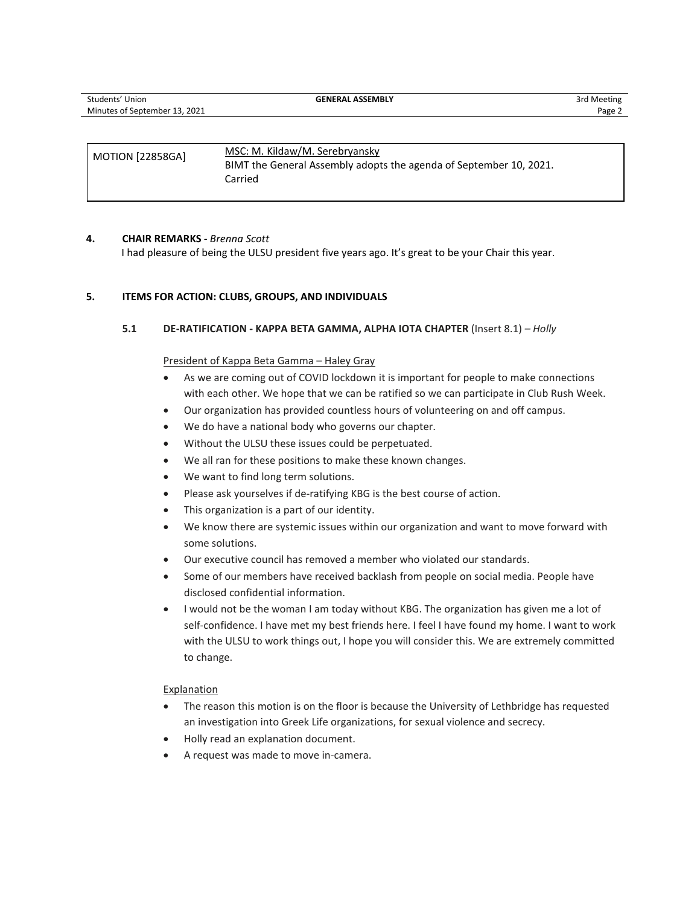| MOTION [22858GA] | MSC: M. Kildaw/M. Serebryansky<br>BIMT the General Assembly adopts the agenda of September 10, 2021.<br>Carried |
|---|---|

**4. CHAIR REMARKS** - *Brenna Scott*

I had pleasure of being the ULSU president five years ago. It's great to be your Chair this year.

**5. ITEMS FOR ACTION: CLUBS, GROUPS, AND INDIVIDUALS**

**5.1 DE-RATIFICATION - KAPPA BETA GAMMA, ALPHA IOTA CHAPTER** (Insert 8.1) – *Holly*

<u>President of Kappa Beta Gamma – Haley Gray</u>

- As we are coming out of COVID lockdown it is important for people to make connections with each other. We hope that we can be ratified so we can participate in Club Rush Week.
- Our organization has provided countless hours of volunteering on and off campus.
- We do have a national body who governs our chapter.
- Without the ULSU these issues could be perpetuated.
- We all ran for these positions to make these known changes.
- We want to find long term solutions.
- Please ask yourselves if de-ratifying KBG is the best course of action.
- This organization is a part of our identity.
- We know there are systemic issues within our organization and want to move forward with some solutions.
- Our executive council has removed a member who violated our standards.
- Some of our members have received backlash from people on social media. People have disclosed confidential information.
- I would not be the woman I am today without KBG. The organization has given me a lot of self-confidence. I have met my best friends here. I feel I have found my home. I want to work with the ULSU to work things out, I hope you will consider this. We are extremely committed to change.

<u>Explanation</u>

- The reason this motion is on the floor is because the University of Lethbridge has requested an investigation into Greek Life organizations, for sexual violence and secrecy.
- Holly read an explanation document.
- A request was made to move in-camera.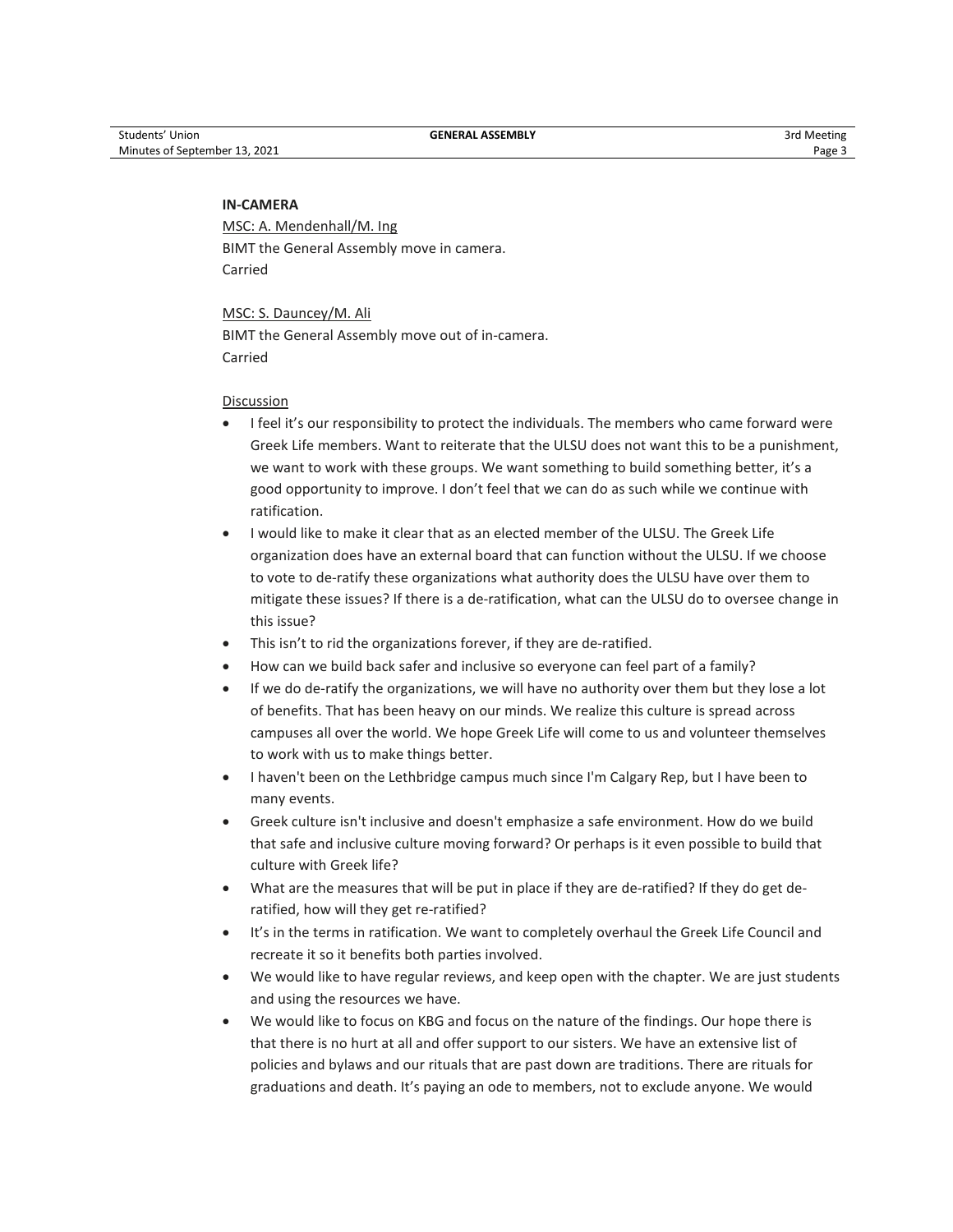**IN-CAMERA**

MSC: A. Mendenhall/M. Ing
BIMT the General Assembly move in camera.
Carried

MSC: S. Dauncey/M. Ali
BIMT the General Assembly move out of in-camera.
Carried

Discussion

- I feel it's our responsibility to protect the individuals. The members who came forward were Greek Life members. Want to reiterate that the ULSU does not want this to be a punishment, we want to work with these groups. We want something to build something better, it's a good opportunity to improve. I don't feel that we can do as such while we continue with ratification.
- I would like to make it clear that as an elected member of the ULSU. The Greek Life organization does have an external board that can function without the ULSU. If we choose to vote to de-ratify these organizations what authority does the ULSU have over them to mitigate these issues? If there is a de-ratification, what can the ULSU do to oversee change in this issue?
- This isn't to rid the organizations forever, if they are de-ratified.
- How can we build back safer and inclusive so everyone can feel part of a family?
- If we do de-ratify the organizations, we will have no authority over them but they lose a lot of benefits. That has been heavy on our minds. We realize this culture is spread across campuses all over the world. We hope Greek Life will come to us and volunteer themselves to work with us to make things better.
- I haven't been on the Lethbridge campus much since I'm Calgary Rep, but I have been to many events.
- Greek culture isn't inclusive and doesn't emphasize a safe environment. How do we build that safe and inclusive culture moving forward? Or perhaps is it even possible to build that culture with Greek life?
- What are the measures that will be put in place if they are de-ratified? If they do get de-ratified, how will they get re-ratified?
- It's in the terms in ratification. We want to completely overhaul the Greek Life Council and recreate it so it benefits both parties involved.
- We would like to have regular reviews, and keep open with the chapter. We are just students and using the resources we have.
- We would like to focus on KBG and focus on the nature of the findings. Our hope there is that there is no hurt at all and offer support to our sisters. We have an extensive list of policies and bylaws and our rituals that are past down are traditions. There are rituals for graduations and death. It's paying an ode to members, not to exclude anyone. We would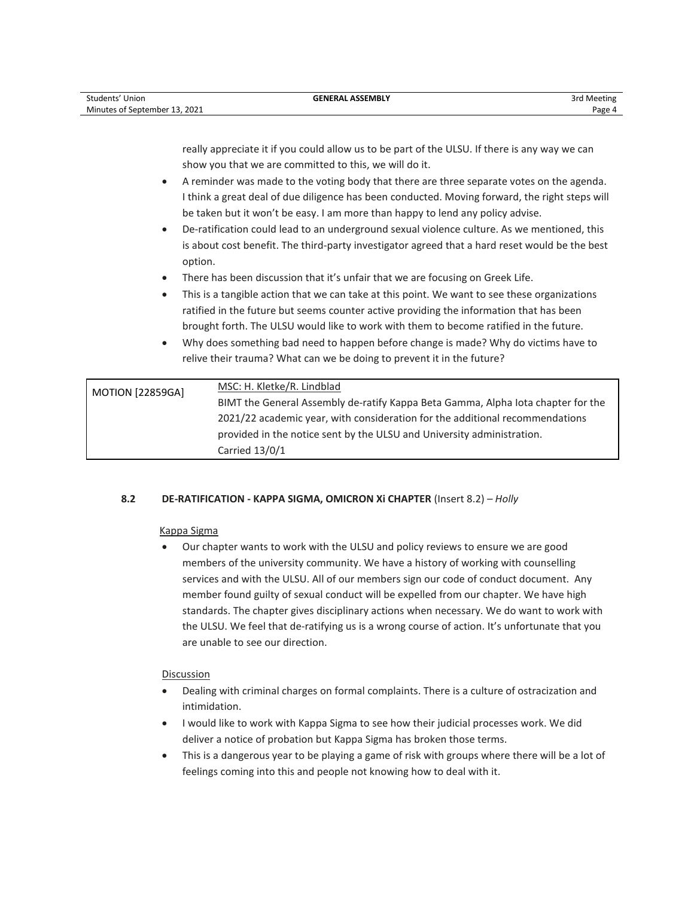really appreciate it if you could allow us to be part of the ULSU. If there is any way we can show you that we are committed to this, we will do it.

- A reminder was made to the voting body that there are three separate votes on the agenda. I think a great deal of due diligence has been conducted. Moving forward, the right steps will be taken but it won't be easy. I am more than happy to lend any policy advise.
- De-ratification could lead to an underground sexual violence culture. As we mentioned, this is about cost benefit. The third-party investigator agreed that a hard reset would be the best option.
- There has been discussion that it's unfair that we are focusing on Greek Life.
- This is a tangible action that we can take at this point. We want to see these organizations ratified in the future but seems counter active providing the information that has been brought forth. The ULSU would like to work with them to become ratified in the future.
- Why does something bad need to happen before change is made? Why do victims have to relive their trauma? What can we be doing to prevent it in the future?

| MOTION [22859GA] | MSC: H. Kletke/R. Lindblad<br>BIMT the General Assembly de-ratify Kappa Beta Gamma, Alpha Iota chapter for the 2021/22 academic year, with consideration for the additional recommendations provided in the notice sent by the ULSU and University administration.<br>Carried 13/0/1 |
|---|---|

### 8.2 DE-RATIFICATION - KAPPA SIGMA, OMICRON Xi CHAPTER (Insert 8.2) – *Holly*

Kappa Sigma

- Our chapter wants to work with the ULSU and policy reviews to ensure we are good members of the university community. We have a history of working with counselling services and with the ULSU. All of our members sign our code of conduct document. Any member found guilty of sexual conduct will be expelled from our chapter. We have high standards. The chapter gives disciplinary actions when necessary. We do want to work with the ULSU. We feel that de-ratifying us is a wrong course of action. It's unfortunate that you are unable to see our direction.

Discussion

- Dealing with criminal charges on formal complaints. There is a culture of ostracization and intimidation.
- I would like to work with Kappa Sigma to see how their judicial processes work. We did deliver a notice of probation but Kappa Sigma has broken those terms.
- This is a dangerous year to be playing a game of risk with groups where there will be a lot of feelings coming into this and people not knowing how to deal with it.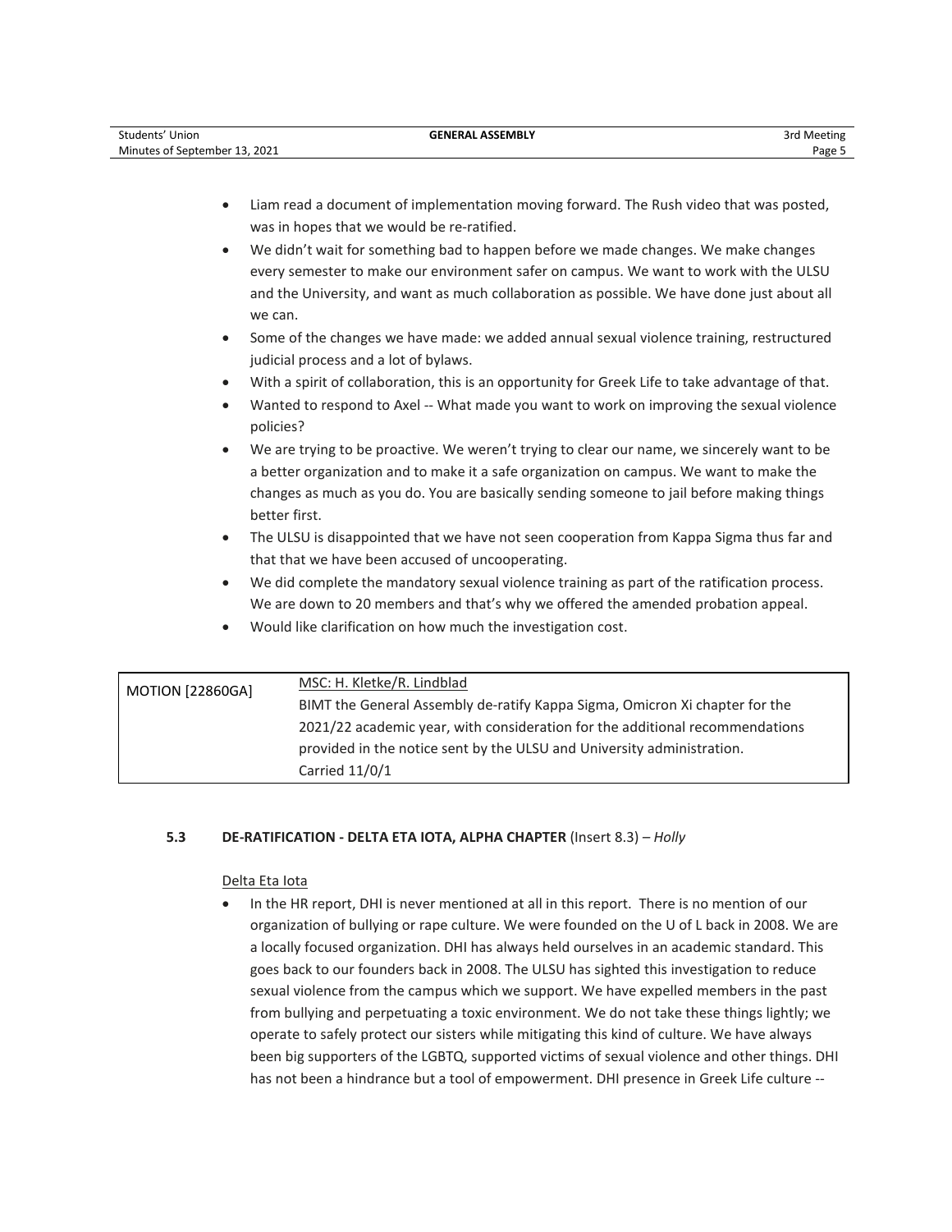- Liam read a document of implementation moving forward. The Rush video that was posted, was in hopes that we would be re-ratified.
- We didn't wait for something bad to happen before we made changes. We make changes every semester to make our environment safer on campus. We want to work with the ULSU and the University, and want as much collaboration as possible. We have done just about all we can.
- Some of the changes we have made: we added annual sexual violence training, restructured judicial process and a lot of bylaws.
- With a spirit of collaboration, this is an opportunity for Greek Life to take advantage of that.
- Wanted to respond to Axel -- What made you want to work on improving the sexual violence policies?
- We are trying to be proactive. We weren't trying to clear our name, we sincerely want to be a better organization and to make it a safe organization on campus. We want to make the changes as much as you do. You are basically sending someone to jail before making things better first.
- The ULSU is disappointed that we have not seen cooperation from Kappa Sigma thus far and that that we have been accused of uncooperating.
- We did complete the mandatory sexual violence training as part of the ratification process. We are down to 20 members and that's why we offered the amended probation appeal.
- Would like clarification on how much the investigation cost.

| MOTION [22860GA] | MSC: H. Kletke/R. Lindblad<br>BIMT the General Assembly de-ratify Kappa Sigma, Omicron Xi chapter for the 2021/22 academic year, with consideration for the additional recommendations provided in the notice sent by the ULSU and University administration.<br>Carried 11/0/1 |
|---|---|

### 5.3 DE-RATIFICATION - DELTA ETA IOTA, ALPHA CHAPTER (Insert 8.3) – *Holly*

Delta Eta Iota

- In the HR report, DHI is never mentioned at all in this report. There is no mention of our organization of bullying or rape culture. We were founded on the U of L back in 2008. We are a locally focused organization. DHI has always held ourselves in an academic standard. This goes back to our founders back in 2008. The ULSU has sighted this investigation to reduce sexual violence from the campus which we support. We have expelled members in the past from bullying and perpetuating a toxic environment. We do not take these things lightly; we operate to safely protect our sisters while mitigating this kind of culture. We have always been big supporters of the LGBTQ, supported victims of sexual violence and other things. DHI has not been a hindrance but a tool of empowerment. DHI presence in Greek Life culture --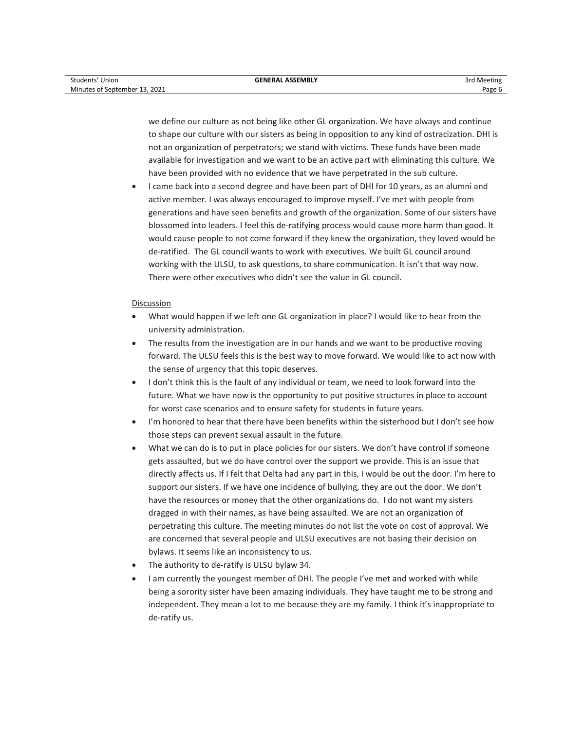we define our culture as not being like other GL organization. We have always and continue to shape our culture with our sisters as being in opposition to any kind of ostracization. DHI is not an organization of perpetrators; we stand with victims. These funds have been made available for investigation and we want to be an active part with eliminating this culture. We have been provided with no evidence that we have perpetrated in the sub culture.

- I came back into a second degree and have been part of DHI for 10 years, as an alumni and active member. I was always encouraged to improve myself. I've met with people from generations and have seen benefits and growth of the organization. Some of our sisters have blossomed into leaders. I feel this de-ratifying process would cause more harm than good. It would cause people to not come forward if they knew the organization, they loved would be de-ratified. The GL council wants to work with executives. We built GL council around working with the ULSU, to ask questions, to share communication. It isn't that way now. There were other executives who didn't see the value in GL council.

Discussion

- What would happen if we left one GL organization in place? I would like to hear from the university administration.
- The results from the investigation are in our hands and we want to be productive moving forward. The ULSU feels this is the best way to move forward. We would like to act now with the sense of urgency that this topic deserves.
- I don't think this is the fault of any individual or team, we need to look forward into the future. What we have now is the opportunity to put positive structures in place to account for worst case scenarios and to ensure safety for students in future years.
- I'm honored to hear that there have been benefits within the sisterhood but I don't see how those steps can prevent sexual assault in the future.
- What we can do is to put in place policies for our sisters. We don't have control if someone gets assaulted, but we do have control over the support we provide. This is an issue that directly affects us. If I felt that Delta had any part in this, I would be out the door. I'm here to support our sisters. If we have one incidence of bullying, they are out the door. We don't have the resources or money that the other organizations do. I do not want my sisters dragged in with their names, as have being assaulted. We are not an organization of perpetrating this culture. The meeting minutes do not list the vote on cost of approval. We are concerned that several people and ULSU executives are not basing their decision on bylaws. It seems like an inconsistency to us.
- The authority to de-ratify is ULSU bylaw 34.
- I am currently the youngest member of DHI. The people I've met and worked with while being a sorority sister have been amazing individuals. They have taught me to be strong and independent. They mean a lot to me because they are my family. I think it's inappropriate to de-ratify us.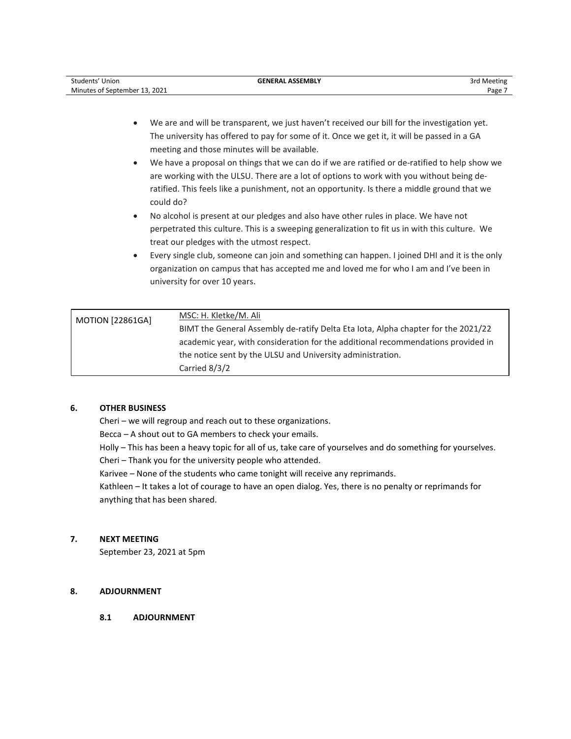- We are and will be transparent, we just haven't received our bill for the investigation yet. The university has offered to pay for some of it. Once we get it, it will be passed in a GA meeting and those minutes will be available.
- We have a proposal on things that we can do if we are ratified or de-ratified to help show we are working with the ULSU. There are a lot of options to work with you without being de-ratified. This feels like a punishment, not an opportunity. Is there a middle ground that we could do?
- No alcohol is present at our pledges and also have other rules in place. We have not perpetrated this culture. This is a sweeping generalization to fit us in with this culture. We treat our pledges with the utmost respect.
- Every single club, someone can join and something can happen. I joined DHI and it is the only organization on campus that has accepted me and loved me for who I am and I've been in university for over 10 years.

| MOTION [22861GA] | MSC: H. Kletke/M. Ali<br>BIMT the General Assembly de-ratify Delta Eta Iota, Alpha chapter for the 2021/22 academic year, with consideration for the additional recommendations provided in the notice sent by the ULSU and University administration.<br>Carried 8/3/2 |
|---|---|

## 6. OTHER BUSINESS

Cheri – we will regroup and reach out to these organizations.
Becca – A shout out to GA members to check your emails.
Holly – This has been a heavy topic for all of us, take care of yourselves and do something for yourselves.
Cheri – Thank you for the university people who attended.
Karivee – None of the students who came tonight will receive any reprimands.
Kathleen – It takes a lot of courage to have an open dialog. Yes, there is no penalty or reprimands for anything that has been shared.

## 7. NEXT MEETING

September 23, 2021 at 5pm

## 8. ADJOURNMENT

### 8.1 ADJOURNMENT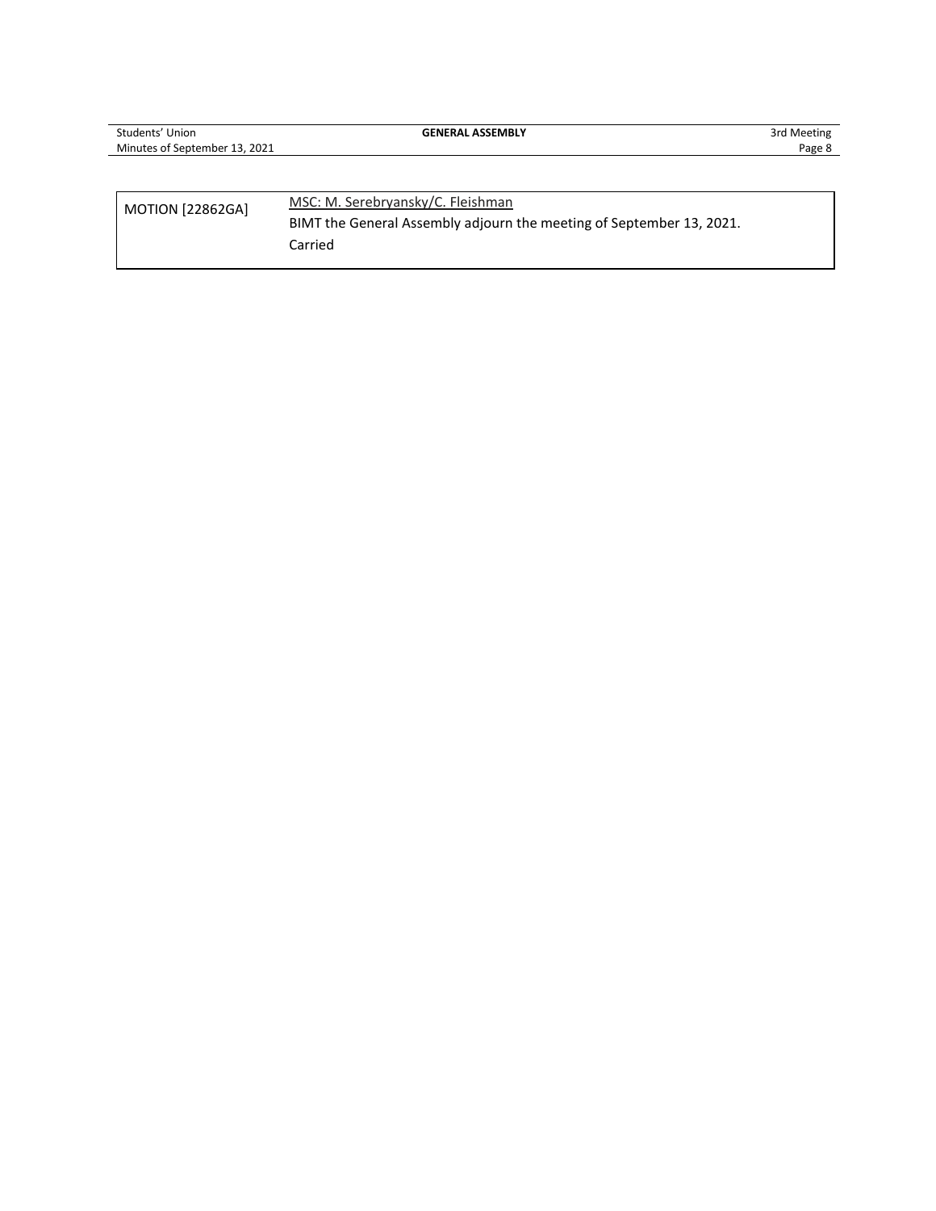| | |
|---|---|
| MOTION [22862GA] | MSC: M. Serebryansky/C. Fleishman<br>BIMT the General Assembly adjourn the meeting of September 13, 2021.<br>Carried |